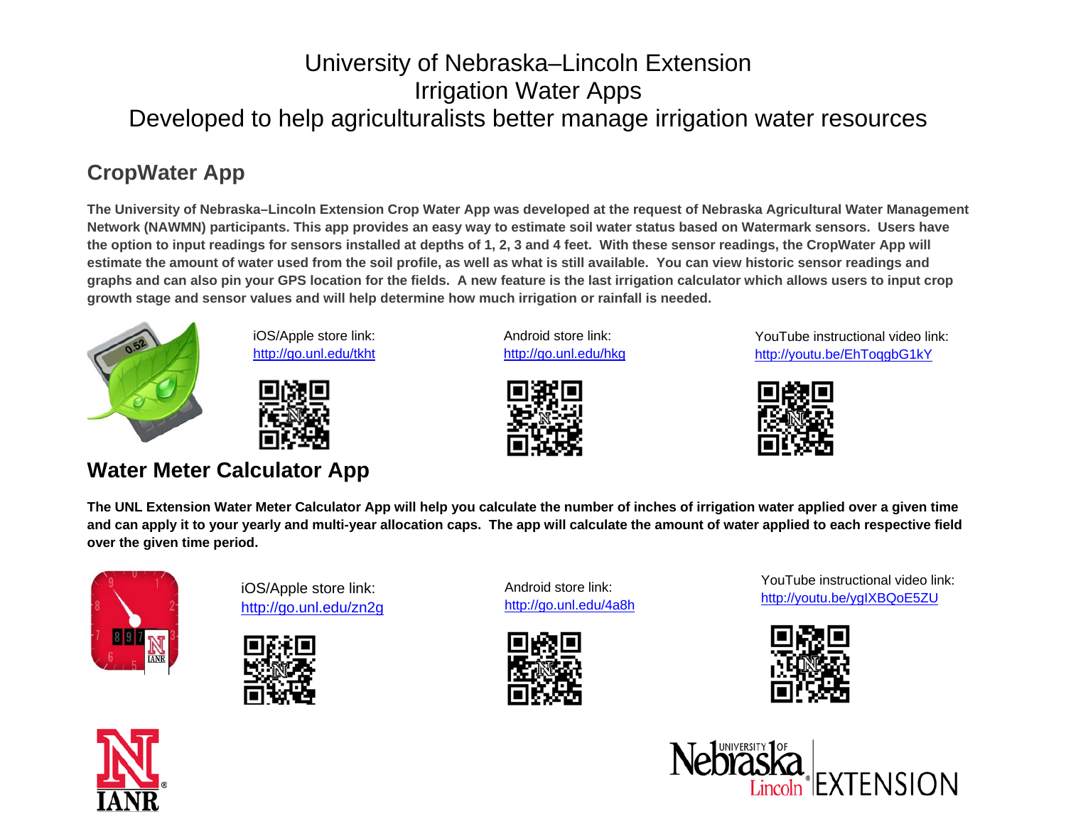# University of Nebraska–Lincoln Extension
# Irrigation Water Apps
# Developed to help agriculturalists better manage irrigation water resources

## CropWater App

**The University of Nebraska–Lincoln Extension Crop Water App was developed at the request of Nebraska Agricultural Water Management Network (NAWMN) participants. This app provides an easy way to estimate soil water status based on Watermark sensors. Users have the option to input readings for sensors installed at depths of 1, 2, 3 and 4 feet. With these sensor readings, the CropWater App will estimate the amount of water used from the soil profile, as well as what is still available. You can view historic sensor readings and graphs and can also pin your GPS location for the fields. A new feature is the last irrigation calculator which allows users to input crop growth stage and sensor values and will help determine how much irrigation or rainfall is needed.**

iOS/Apple store link:
http://go.unl.edu/tkht

Android store link:
http://go.unl.edu/hkg

YouTube instructional video link:
http://youtu.be/EhToqgbG1kY

## Water Meter Calculator App

**The UNL Extension Water Meter Calculator App will help you calculate the number of inches of irrigation water applied over a given time and can apply it to your yearly and multi-year allocation caps. The app will calculate the amount of water applied to each respective field over the given time period.**

iOS/Apple store link:
http://go.unl.edu/zn2g

Android store link:
http://go.unl.edu/4a8h

YouTube instructional video link:
http://youtu.be/ygIXBQoE5ZU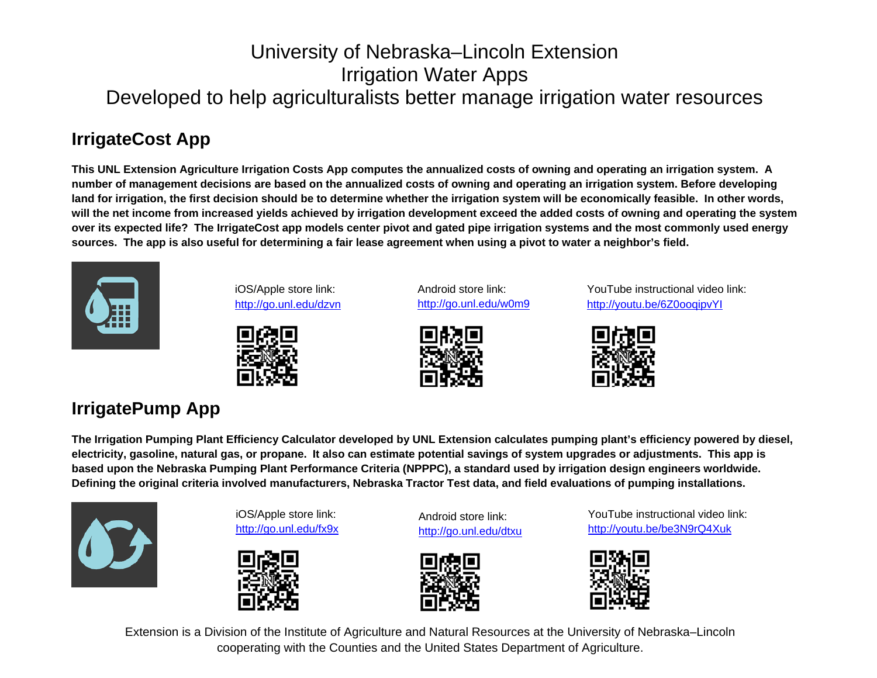# University of Nebraska–Lincoln Extension
# Irrigation Water Apps
# Developed to help agriculturalists better manage irrigation water resources

## IrrigateCost App

**This UNL Extension Agriculture Irrigation Costs App computes the annualized costs of owning and operating an irrigation system. A number of management decisions are based on the annualized costs of owning and operating an irrigation system. Before developing land for irrigation, the first decision should be to determine whether the irrigation system will be economically feasible. In other words, will the net income from increased yields achieved by irrigation development exceed the added costs of owning and operating the system over its expected life? The IrrigateCost app models center pivot and gated pipe irrigation systems and the most commonly used energy sources. The app is also useful for determining a fair lease agreement when using a pivot to water a neighbor's field.**

iOS/Apple store link:
http://go.unl.edu/dzvn

Android store link:
http://go.unl.edu/w0m9

YouTube instructional video link:
http://youtu.be/6Z0ooqipvYI

## IrrigatePump App

**The Irrigation Pumping Plant Efficiency Calculator developed by UNL Extension calculates pumping plant's efficiency powered by diesel, electricity, gasoline, natural gas, or propane. It also can estimate potential savings of system upgrades or adjustments. This app is based upon the Nebraska Pumping Plant Performance Criteria (NPPPC), a standard used by irrigation design engineers worldwide. Defining the original criteria involved manufacturers, Nebraska Tractor Test data, and field evaluations of pumping installations.**

iOS/Apple store link:
http://go.unl.edu/fx9x

Android store link:
http://go.unl.edu/dtxu

YouTube instructional video link:
http://youtu.be/be3N9rQ4Xuk

Extension is a Division of the Institute of Agriculture and Natural Resources at the University of Nebraska–Lincoln cooperating with the Counties and the United States Department of Agriculture.